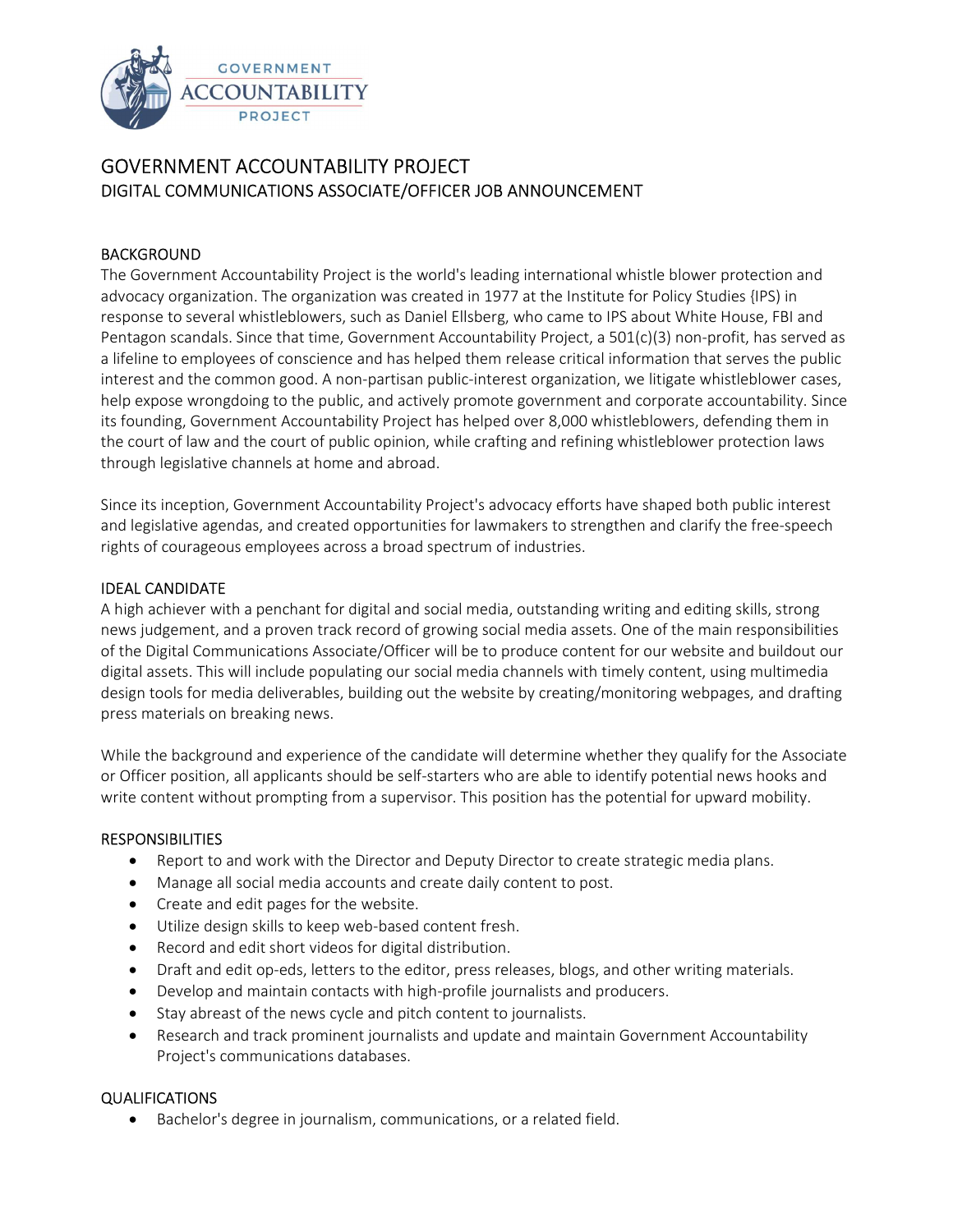# GOVERNMENT ACCOUNTABILITY PROJECT

## DIGITAL COMMUNICATIONS ASSOCIATE/OFFICER JOB ANNOUNCEMENT

### BACKGROUND

The Government Accountability Project is the world's leading international whistle blower protection and advocacy organization. The organization was created in 1977 at the Institute for Policy Studies {IPS) in response to several whistleblowers, such as Daniel Ellsberg, who came to IPS about White House, FBI and Pentagon scandals. Since that time, Government Accountability Project, a 501(c)(3) non-profit, has served as a lifeline to employees of conscience and has helped them release critical information that serves the public interest and the common good. A non-partisan public-interest organization, we litigate whistleblower cases, help expose wrongdoing to the public, and actively promote government and corporate accountability. Since its founding, Government Accountability Project has helped over 8,000 whistleblowers, defending them in the court of law and the court of public opinion, while crafting and refining whistleblower protection laws through legislative channels at home and abroad.

Since its inception, Government Accountability Project's advocacy efforts have shaped both public interest and legislative agendas, and created opportunities for lawmakers to strengthen and clarify the free-speech rights of courageous employees across a broad spectrum of industries.

### IDEAL CANDIDATE

A high achiever with a penchant for digital and social media, outstanding writing and editing skills, strong news judgement, and a proven track record of growing social media assets. One of the main responsibilities of the Digital Communications Associate/Officer will be to produce content for our website and buildout our digital assets. This will include populating our social media channels with timely content, using multimedia design tools for media deliverables, building out the website by creating/monitoring webpages, and drafting press materials on breaking news.

While the background and experience of the candidate will determine whether they qualify for the Associate or Officer position, all applicants should be self-starters who are able to identify potential news hooks and write content without prompting from a supervisor. This position has the potential for upward mobility.

### RESPONSIBILITIES

- Report to and work with the Director and Deputy Director to create strategic media plans.
- Manage all social media accounts and create daily content to post.
- Create and edit pages for the website.
- Utilize design skills to keep web-based content fresh.
- Record and edit short videos for digital distribution.
- Draft and edit op-eds, letters to the editor, press releases, blogs, and other writing materials.
- Develop and maintain contacts with high-profile journalists and producers.
- Stay abreast of the news cycle and pitch content to journalists.
- Research and track prominent journalists and update and maintain Government Accountability Project's communications databases.

### QUALIFICATIONS

- Bachelor's degree in journalism, communications, or a related field.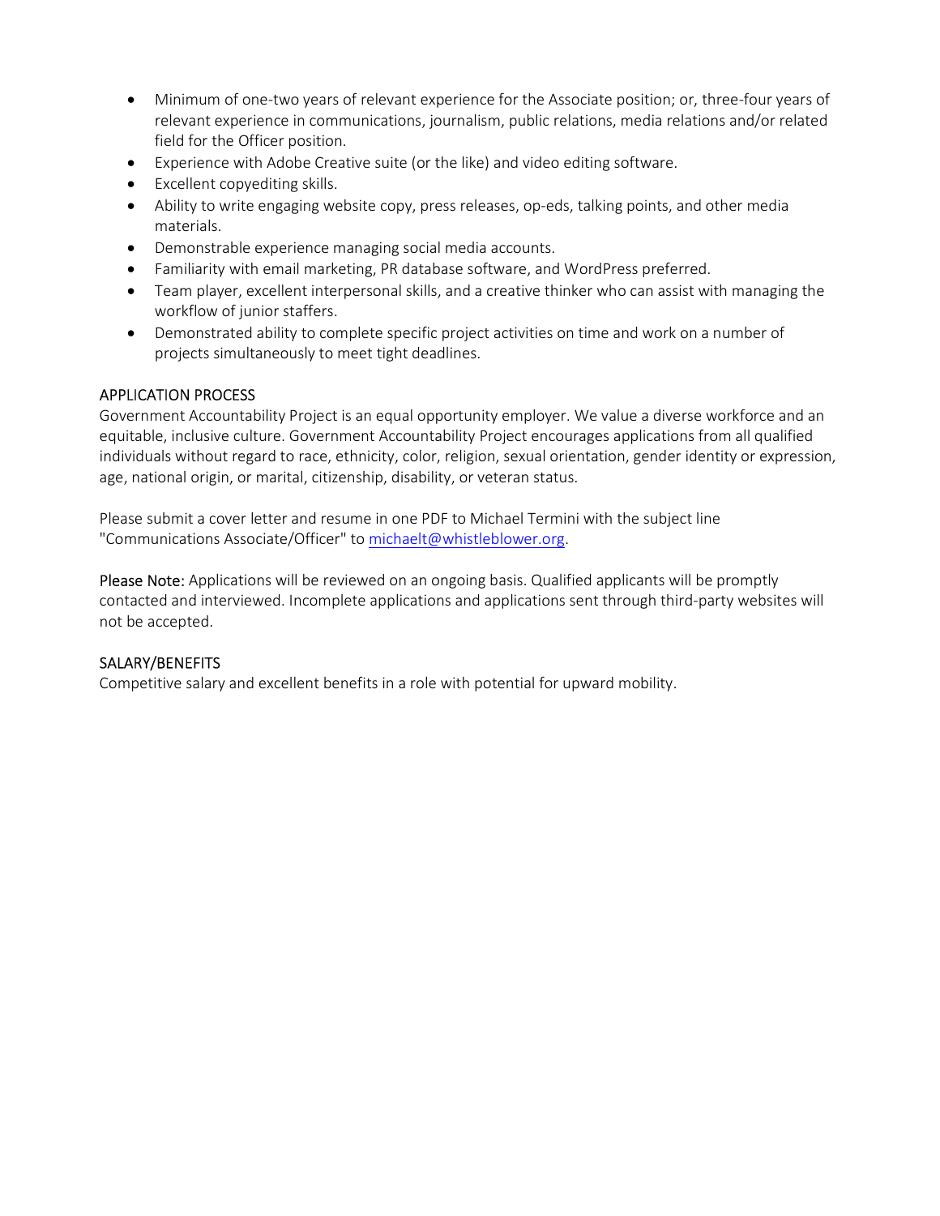- Minimum of one-two years of relevant experience for the Associate position; or, three-four years of relevant experience in communications, journalism, public relations, media relations and/or related field for the Officer position.
- Experience with Adobe Creative suite (or the like) and video editing software.
- Excellent copyediting skills.
- Ability to write engaging website copy, press releases, op-eds, talking points, and other media materials.
- Demonstrable experience managing social media accounts.
- Familiarity with email marketing, PR database software, and WordPress preferred.
- Team player, excellent interpersonal skills, and a creative thinker who can assist with managing the workflow of junior staffers.
- Demonstrated ability to complete specific project activities on time and work on a number of projects simultaneously to meet tight deadlines.

## APPLICATION PROCESS

Government Accountability Project is an equal opportunity employer. We value a diverse workforce and an equitable, inclusive culture. Government Accountability Project encourages applications from all qualified individuals without regard to race, ethnicity, color, religion, sexual orientation, gender identity or expression, age, national origin, or marital, citizenship, disability, or veteran status.

Please submit a cover letter and resume in one PDF to Michael Termini with the subject line "Communications Associate/Officer" to michaelt@whistleblower.org.

Please Note: Applications will be reviewed on an ongoing basis. Qualified applicants will be promptly contacted and interviewed. Incomplete applications and applications sent through third-party websites will not be accepted.

## SALARY/BENEFITS

Competitive salary and excellent benefits in a role with potential for upward mobility.